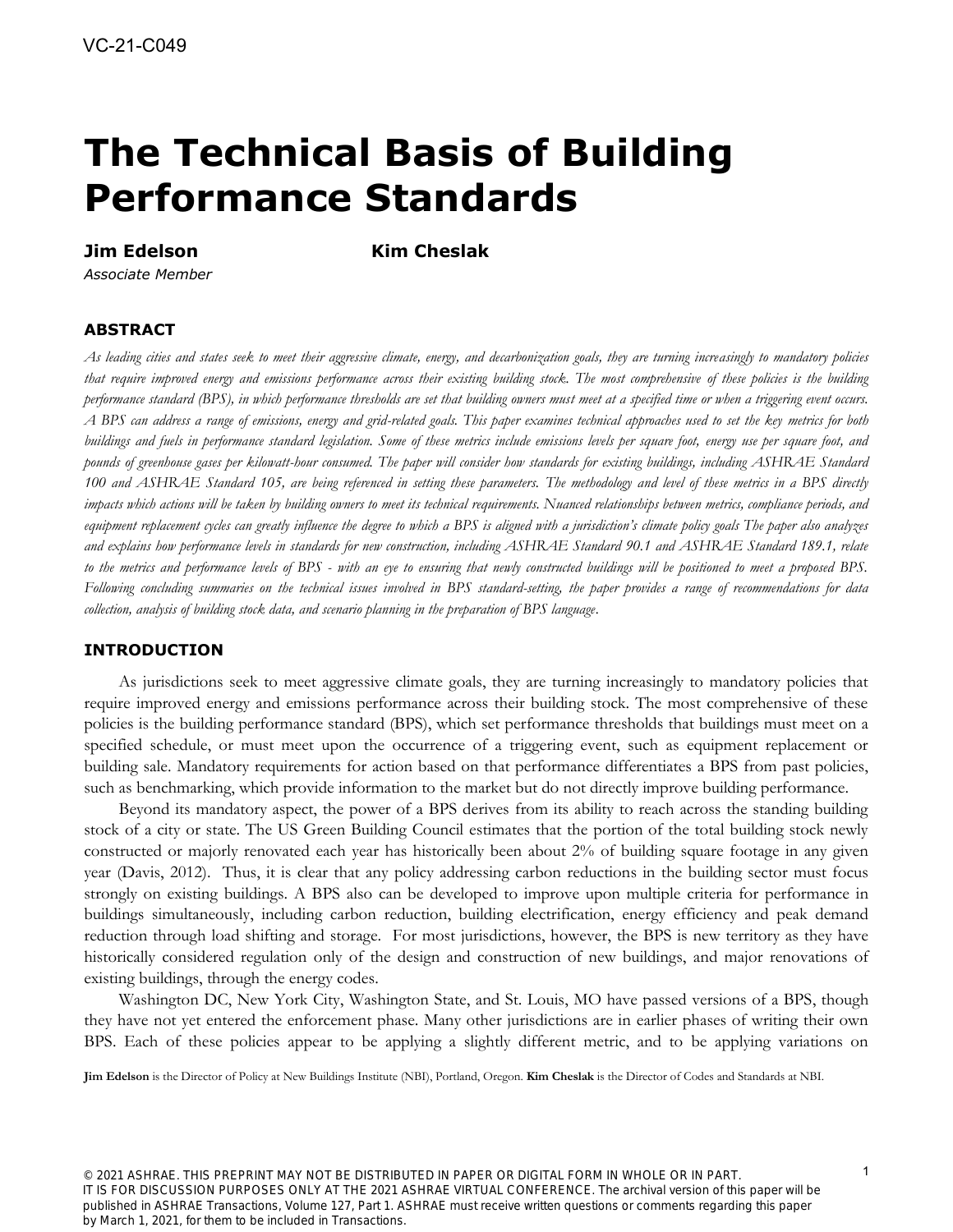VC-21-C049

# The Technical Basis of Building Performance Standards

**Jim Edelson** — *Associate Member*

**Kim Cheslak**

## ABSTRACT

*As leading cities and states seek to meet their aggressive climate, energy, and decarbonization goals, they are turning increasingly to mandatory policies that require improved energy and emissions performance across their existing building stock. The most comprehensive of these policies is the building performance standard (BPS), in which performance thresholds are set that building owners must meet at a specified time or when a triggering event occurs. A BPS can address a range of emissions, energy and grid-related goals. This paper examines technical approaches used to set the key metrics for both buildings and fuels in performance standard legislation. Some of these metrics include emissions levels per square foot, energy use per square foot, and pounds of greenhouse gases per kilowatt-hour consumed. The paper will consider how standards for existing buildings, including ASHRAE Standard 100 and ASHRAE Standard 105, are being referenced in setting these parameters. The methodology and level of these metrics in a BPS directly impacts which actions will be taken by building owners to meet its technical requirements. Nuanced relationships between metrics, compliance periods, and equipment replacement cycles can greatly influence the degree to which a BPS is aligned with a jurisdiction's climate policy goals The paper also analyzes and explains how performance levels in standards for new construction, including ASHRAE Standard 90.1 and ASHRAE Standard 189.1, relate to the metrics and performance levels of BPS - with an eye to ensuring that newly constructed buildings will be positioned to meet a proposed BPS. Following concluding summaries on the technical issues involved in BPS standard-setting, the paper provides a range of recommendations for data collection, analysis of building stock data, and scenario planning in the preparation of BPS language.*

## INTRODUCTION

As jurisdictions seek to meet aggressive climate goals, they are turning increasingly to mandatory policies that require improved energy and emissions performance across their building stock. The most comprehensive of these policies is the building performance standard (BPS), which set performance thresholds that buildings must meet on a specified schedule, or must meet upon the occurrence of a triggering event, such as equipment replacement or building sale. Mandatory requirements for action based on that performance differentiates a BPS from past policies, such as benchmarking, which provide information to the market but do not directly improve building performance.

Beyond its mandatory aspect, the power of a BPS derives from its ability to reach across the standing building stock of a city or state. The US Green Building Council estimates that the portion of the total building stock newly constructed or majorly renovated each year has historically been about 2% of building square footage in any given year (Davis, 2012). Thus, it is clear that any policy addressing carbon reductions in the building sector must focus strongly on existing buildings. A BPS also can be developed to improve upon multiple criteria for performance in buildings simultaneously, including carbon reduction, building electrification, energy efficiency and peak demand reduction through load shifting and storage. For most jurisdictions, however, the BPS is new territory as they have historically considered regulation only of the design and construction of new buildings, and major renovations of existing buildings, through the energy codes.

Washington DC, New York City, Washington State, and St. Louis, MO have passed versions of a BPS, though they have not yet entered the enforcement phase. Many other jurisdictions are in earlier phases of writing their own BPS. Each of these policies appear to be applying a slightly different metric, and to be applying variations on

**Jim Edelson** is the Director of Policy at New Buildings Institute (NBI), Portland, Oregon. **Kim Cheslak** is the Director of Codes and Standards at NBI.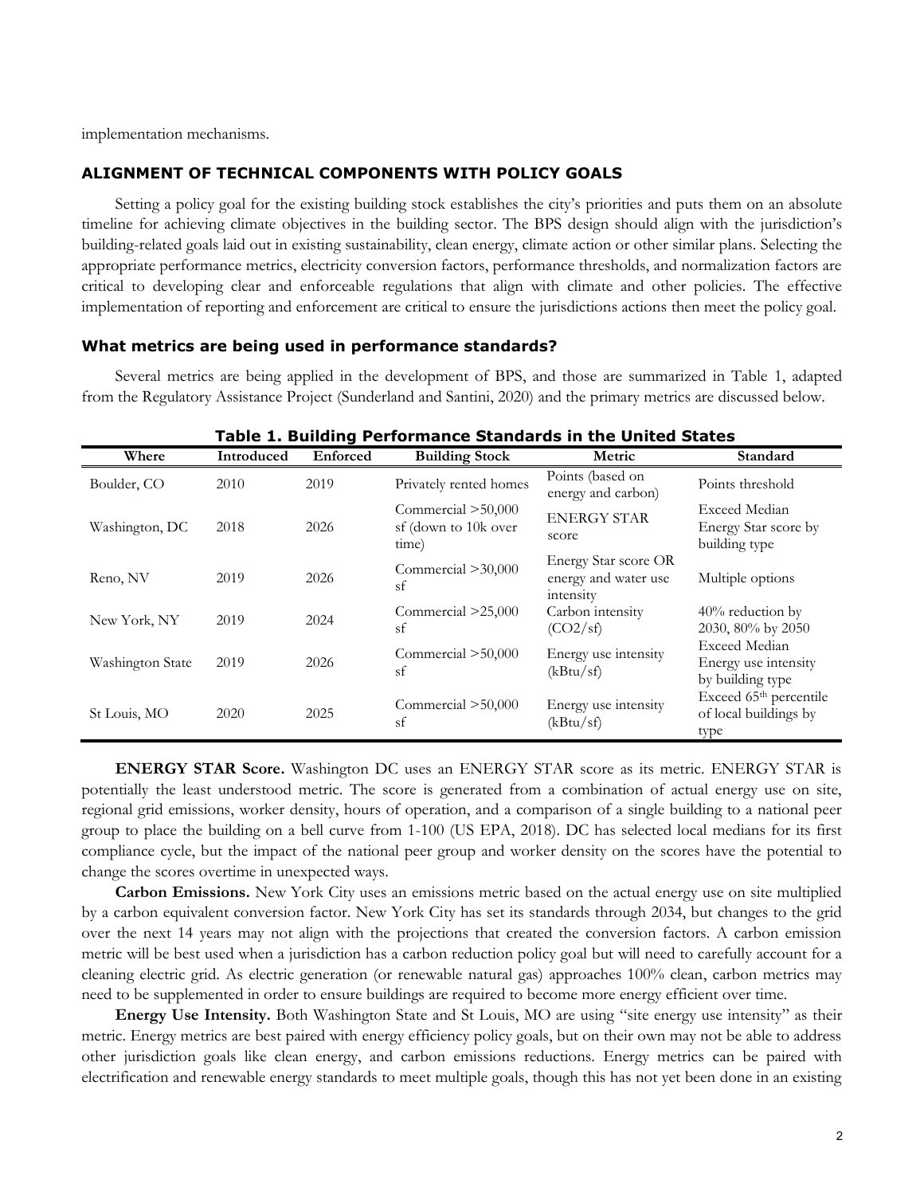implementation mechanisms.

## ALIGNMENT OF TECHNICAL COMPONENTS WITH POLICY GOALS

Setting a policy goal for the existing building stock establishes the city's priorities and puts them on an absolute timeline for achieving climate objectives in the building sector. The BPS design should align with the jurisdiction's building-related goals laid out in existing sustainability, clean energy, climate action or other similar plans. Selecting the appropriate performance metrics, electricity conversion factors, performance thresholds, and normalization factors are critical to developing clear and enforceable regulations that align with climate and other policies. The effective implementation of reporting and enforcement are critical to ensure the jurisdictions actions then meet the policy goal.

### What metrics are being used in performance standards?

Several metrics are being applied in the development of BPS, and those are summarized in Table 1, adapted from the Regulatory Assistance Project (Sunderland and Santini, 2020) and the primary metrics are discussed below.

**Table 1. Building Performance Standards in the United States**

| Where | Introduced | Enforced | Building Stock | Metric | Standard |
|---|---|---|---|---|---|
| Boulder, CO | 2010 | 2019 | Privately rented homes | Points (based on energy and carbon) | Points threshold |
| Washington, DC | 2018 | 2026 | Commercial >50,000 sf (down to 10k over time) | ENERGY STAR score | Exceed Median Energy Star score by building type |
| Reno, NV | 2019 | 2026 | Commercial >30,000 sf | Energy Star score OR energy and water use intensity | Multiple options |
| New York, NY | 2019 | 2024 | Commercial >25,000 sf | Carbon intensity ($CO_2$/sf) | 40% reduction by 2030, 80% by 2050 |
| Washington State | 2019 | 2026 | Commercial >50,000 sf | Energy use intensity (kBtu/sf) | Exceed Median Energy use intensity by building type |
| St Louis, MO | 2020 | 2025 | Commercial >50,000 sf | Energy use intensity (kBtu/sf) | Exceed 65th percentile of local buildings by type |

**ENERGY STAR Score.** Washington DC uses an ENERGY STAR score as its metric. ENERGY STAR is potentially the least understood metric. The score is generated from a combination of actual energy use on site, regional grid emissions, worker density, hours of operation, and a comparison of a single building to a national peer group to place the building on a bell curve from 1-100 (US EPA, 2018). DC has selected local medians for its first compliance cycle, but the impact of the national peer group and worker density on the scores have the potential to change the scores overtime in unexpected ways.

**Carbon Emissions.** New York City uses an emissions metric based on the actual energy use on site multiplied by a carbon equivalent conversion factor. New York City has set its standards through 2034, but changes to the grid over the next 14 years may not align with the projections that created the conversion factors. A carbon emission metric will be best used when a jurisdiction has a carbon reduction policy goal but will need to carefully account for a cleaning electric grid. As electric generation (or renewable natural gas) approaches 100% clean, carbon metrics may need to be supplemented in order to ensure buildings are required to become more energy efficient over time.

**Energy Use Intensity.** Both Washington State and St Louis, MO are using "site energy use intensity" as their metric. Energy metrics are best paired with energy efficiency policy goals, but on their own may not be able to address other jurisdiction goals like clean energy, and carbon emissions reductions. Energy metrics can be paired with electrification and renewable energy standards to meet multiple goals, though this has not yet been done in an existing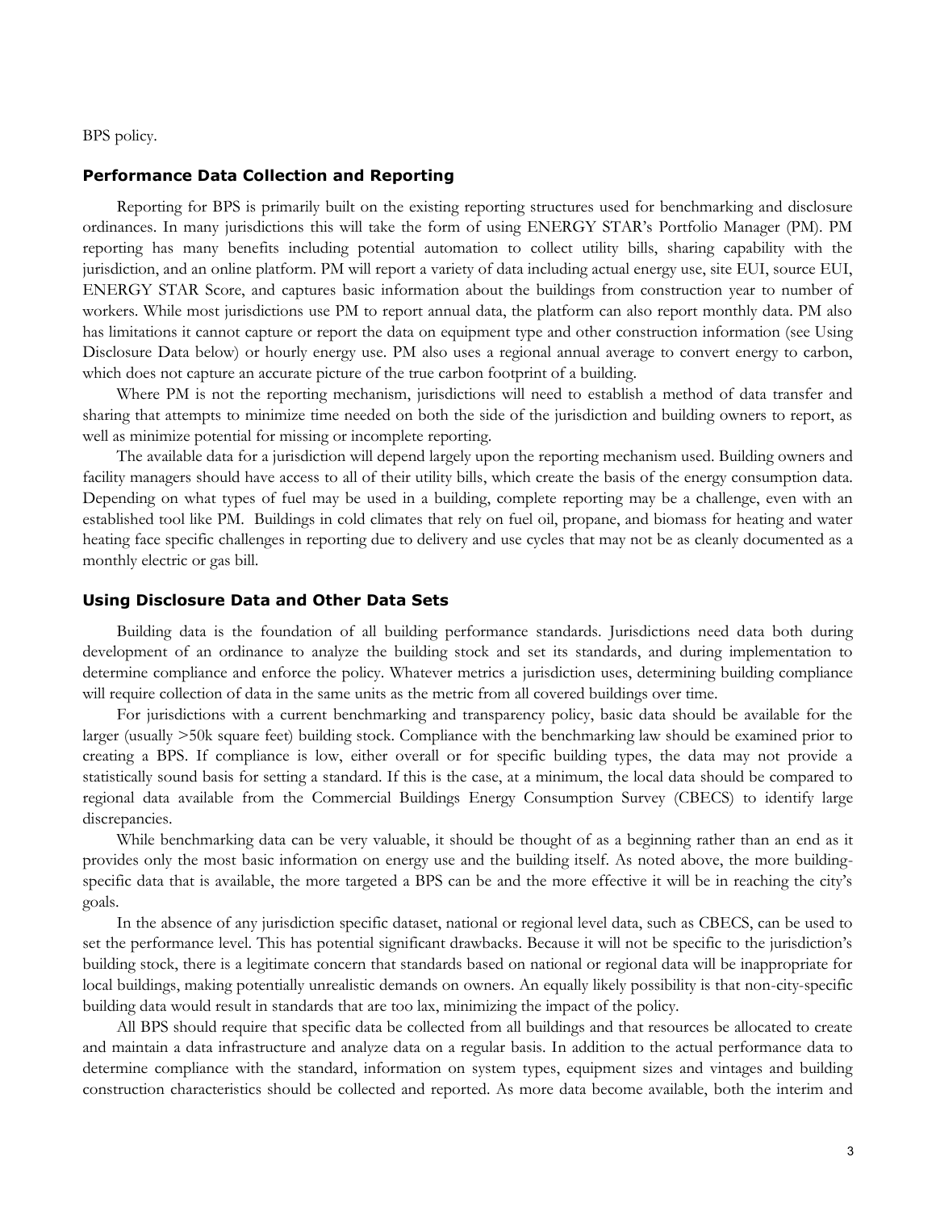BPS policy.

### Performance Data Collection and Reporting

Reporting for BPS is primarily built on the existing reporting structures used for benchmarking and disclosure ordinances. In many jurisdictions this will take the form of using ENERGY STAR's Portfolio Manager (PM). PM reporting has many benefits including potential automation to collect utility bills, sharing capability with the jurisdiction, and an online platform. PM will report a variety of data including actual energy use, site EUI, source EUI, ENERGY STAR Score, and captures basic information about the buildings from construction year to number of workers. While most jurisdictions use PM to report annual data, the platform can also report monthly data. PM also has limitations it cannot capture or report the data on equipment type and other construction information (see Using Disclosure Data below) or hourly energy use. PM also uses a regional annual average to convert energy to carbon, which does not capture an accurate picture of the true carbon footprint of a building.

Where PM is not the reporting mechanism, jurisdictions will need to establish a method of data transfer and sharing that attempts to minimize time needed on both the side of the jurisdiction and building owners to report, as well as minimize potential for missing or incomplete reporting.

The available data for a jurisdiction will depend largely upon the reporting mechanism used. Building owners and facility managers should have access to all of their utility bills, which create the basis of the energy consumption data. Depending on what types of fuel may be used in a building, complete reporting may be a challenge, even with an established tool like PM. Buildings in cold climates that rely on fuel oil, propane, and biomass for heating and water heating face specific challenges in reporting due to delivery and use cycles that may not be as cleanly documented as a monthly electric or gas bill.

### Using Disclosure Data and Other Data Sets

Building data is the foundation of all building performance standards. Jurisdictions need data both during development of an ordinance to analyze the building stock and set its standards, and during implementation to determine compliance and enforce the policy. Whatever metrics a jurisdiction uses, determining building compliance will require collection of data in the same units as the metric from all covered buildings over time.

For jurisdictions with a current benchmarking and transparency policy, basic data should be available for the larger (usually >50k square feet) building stock. Compliance with the benchmarking law should be examined prior to creating a BPS. If compliance is low, either overall or for specific building types, the data may not provide a statistically sound basis for setting a standard. If this is the case, at a minimum, the local data should be compared to regional data available from the Commercial Buildings Energy Consumption Survey (CBECS) to identify large discrepancies.

While benchmarking data can be very valuable, it should be thought of as a beginning rather than an end as it provides only the most basic information on energy use and the building itself. As noted above, the more building-specific data that is available, the more targeted a BPS can be and the more effective it will be in reaching the city's goals.

In the absence of any jurisdiction specific dataset, national or regional level data, such as CBECS, can be used to set the performance level. This has potential significant drawbacks. Because it will not be specific to the jurisdiction's building stock, there is a legitimate concern that standards based on national or regional data will be inappropriate for local buildings, making potentially unrealistic demands on owners. An equally likely possibility is that non-city-specific building data would result in standards that are too lax, minimizing the impact of the policy.

All BPS should require that specific data be collected from all buildings and that resources be allocated to create and maintain a data infrastructure and analyze data on a regular basis. In addition to the actual performance data to determine compliance with the standard, information on system types, equipment sizes and vintages and building construction characteristics should be collected and reported. As more data become available, both the interim and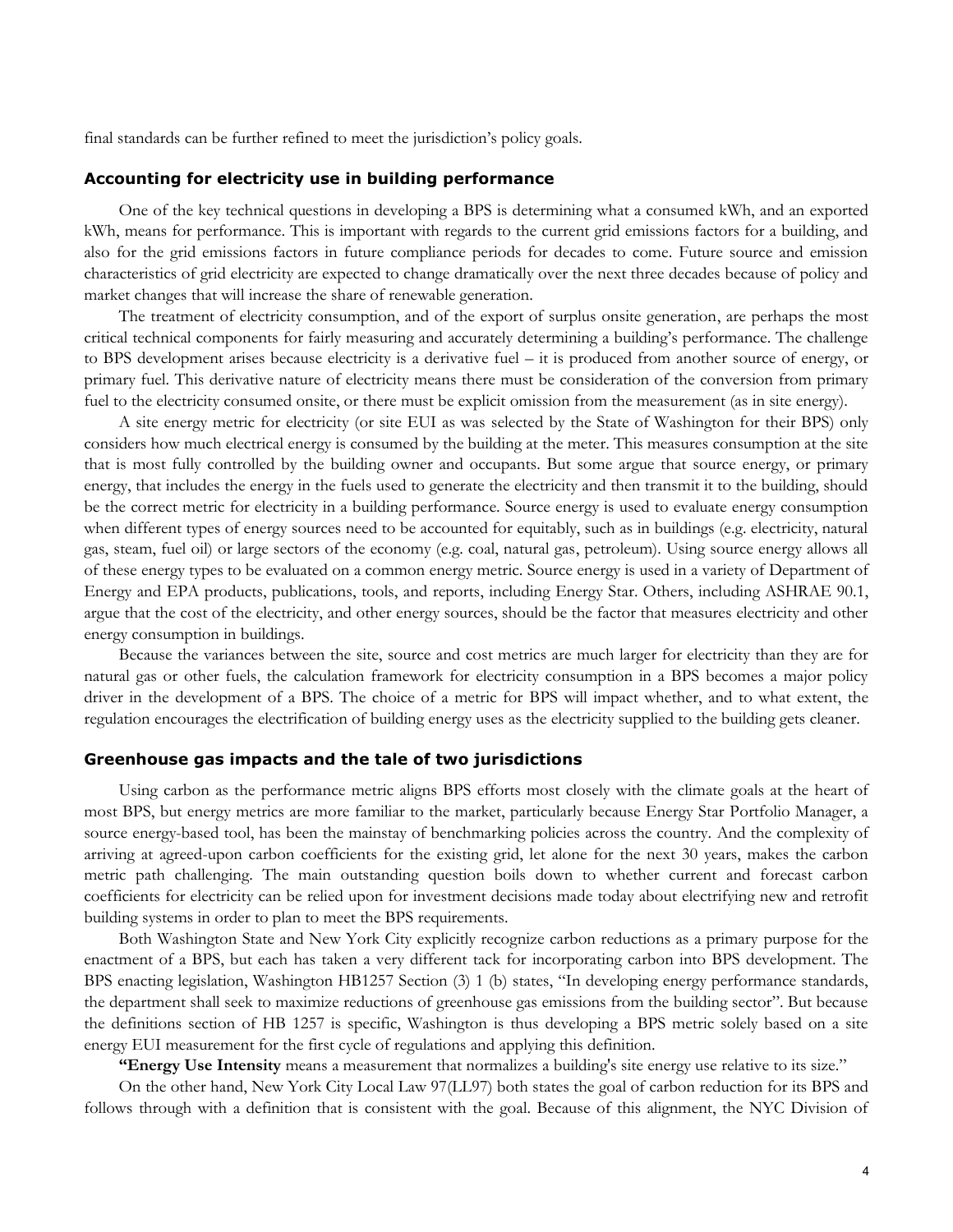final standards can be further refined to meet the jurisdiction's policy goals.

### Accounting for electricity use in building performance

One of the key technical questions in developing a BPS is determining what a consumed kWh, and an exported kWh, means for performance. This is important with regards to the current grid emissions factors for a building, and also for the grid emissions factors in future compliance periods for decades to come. Future source and emission characteristics of grid electricity are expected to change dramatically over the next three decades because of policy and market changes that will increase the share of renewable generation.

The treatment of electricity consumption, and of the export of surplus onsite generation, are perhaps the most critical technical components for fairly measuring and accurately determining a building's performance. The challenge to BPS development arises because electricity is a derivative fuel – it is produced from another source of energy, or primary fuel. This derivative nature of electricity means there must be consideration of the conversion from primary fuel to the electricity consumed onsite, or there must be explicit omission from the measurement (as in site energy).

A site energy metric for electricity (or site EUI as was selected by the State of Washington for their BPS) only considers how much electrical energy is consumed by the building at the meter. This measures consumption at the site that is most fully controlled by the building owner and occupants. But some argue that source energy, or primary energy, that includes the energy in the fuels used to generate the electricity and then transmit it to the building, should be the correct metric for electricity in a building performance. Source energy is used to evaluate energy consumption when different types of energy sources need to be accounted for equitably, such as in buildings (e.g. electricity, natural gas, steam, fuel oil) or large sectors of the economy (e.g. coal, natural gas, petroleum). Using source energy allows all of these energy types to be evaluated on a common energy metric. Source energy is used in a variety of Department of Energy and EPA products, publications, tools, and reports, including Energy Star. Others, including ASHRAE 90.1, argue that the cost of the electricity, and other energy sources, should be the factor that measures electricity and other energy consumption in buildings.

Because the variances between the site, source and cost metrics are much larger for electricity than they are for natural gas or other fuels, the calculation framework for electricity consumption in a BPS becomes a major policy driver in the development of a BPS. The choice of a metric for BPS will impact whether, and to what extent, the regulation encourages the electrification of building energy uses as the electricity supplied to the building gets cleaner.

### Greenhouse gas impacts and the tale of two jurisdictions

Using carbon as the performance metric aligns BPS efforts most closely with the climate goals at the heart of most BPS, but energy metrics are more familiar to the market, particularly because Energy Star Portfolio Manager, a source energy-based tool, has been the mainstay of benchmarking policies across the country. And the complexity of arriving at agreed-upon carbon coefficients for the existing grid, let alone for the next 30 years, makes the carbon metric path challenging. The main outstanding question boils down to whether current and forecast carbon coefficients for electricity can be relied upon for investment decisions made today about electrifying new and retrofit building systems in order to plan to meet the BPS requirements.

Both Washington State and New York City explicitly recognize carbon reductions as a primary purpose for the enactment of a BPS, but each has taken a very different tack for incorporating carbon into BPS development. The BPS enacting legislation, Washington HB1257 Section (3) 1 (b) states, "In developing energy performance standards, the department shall seek to maximize reductions of greenhouse gas emissions from the building sector". But because the definitions section of HB 1257 is specific, Washington is thus developing a BPS metric solely based on a site energy EUI measurement for the first cycle of regulations and applying this definition.

**"Energy Use Intensity** means a measurement that normalizes a building's site energy use relative to its size."

On the other hand, New York City Local Law 97(LL97) both states the goal of carbon reduction for its BPS and follows through with a definition that is consistent with the goal. Because of this alignment, the NYC Division of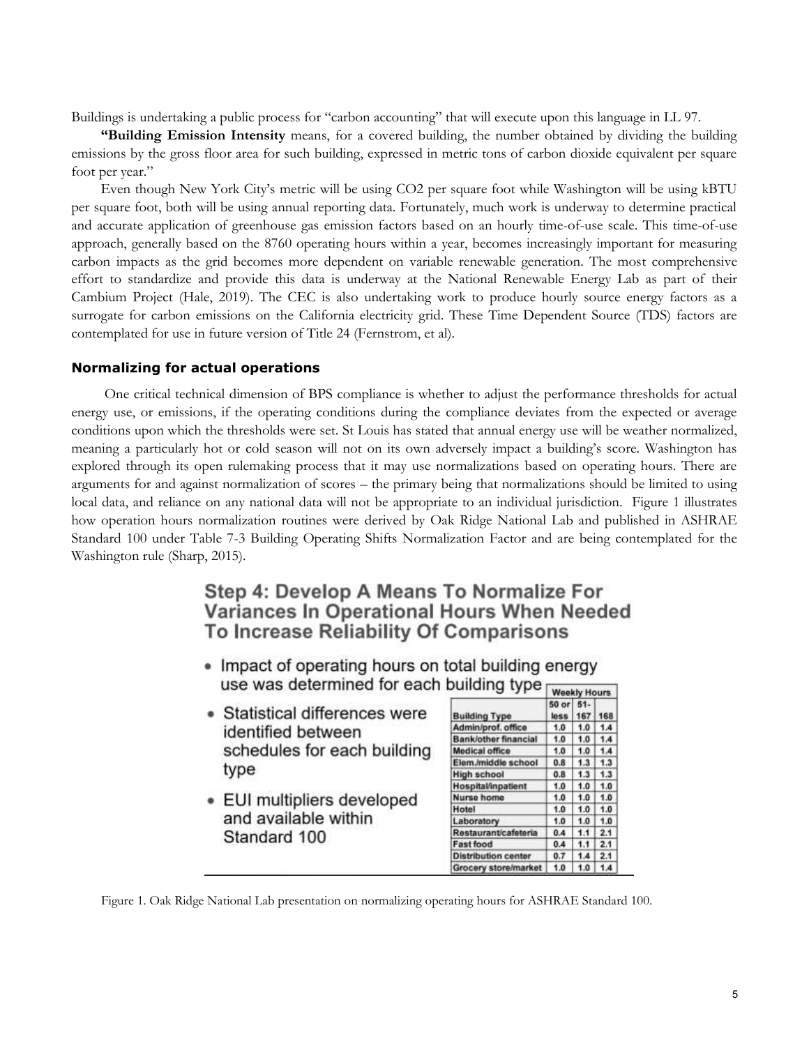Buildings is undertaking a public process for "carbon accounting" that will execute upon this language in LL 97.

**"Building Emission Intensity** means, for a covered building, the number obtained by dividing the building emissions by the gross floor area for such building, expressed in metric tons of carbon dioxide equivalent per square foot per year."

Even though New York City's metric will be using CO2 per square foot while Washington will be using kBTU per square foot, both will be using annual reporting data. Fortunately, much work is underway to determine practical and accurate application of greenhouse gas emission factors based on an hourly time-of-use scale. This time-of-use approach, generally based on the 8760 operating hours within a year, becomes increasingly important for measuring carbon impacts as the grid becomes more dependent on variable renewable generation. The most comprehensive effort to standardize and provide this data is underway at the National Renewable Energy Lab as part of their Cambium Project (Hale, 2019). The CEC is also undertaking work to produce hourly source energy factors as a surrogate for carbon emissions on the California electricity grid. These Time Dependent Source (TDS) factors are contemplated for use in future version of Title 24 (Fernstrom, et al).

## Normalizing for actual operations

One critical technical dimension of BPS compliance is whether to adjust the performance thresholds for actual energy use, or emissions, if the operating conditions during the compliance deviates from the expected or average conditions upon which the thresholds were set. St Louis has stated that annual energy use will be weather normalized, meaning a particularly hot or cold season will not on its own adversely impact a building's score. Washington has explored through its open rulemaking process that it may use normalizations based on operating hours. There are arguments for and against normalization of scores – the primary being that normalizations should be limited to using local data, and reliance on any national data will not be appropriate to an individual jurisdiction. Figure 1 illustrates how operation hours normalization routines were derived by Oak Ridge National Lab and published in ASHRAE Standard 100 under Table 7-3 Building Operating Shifts Normalization Factor and are being contemplated for the Washington rule (Sharp, 2015).

### Step 4: Develop A Means To Normalize For Variances In Operational Hours When Needed To Increase Reliability Of Comparisons

- Impact of operating hours on total building energy use was determined for each building type
- Statistical differences were identified between schedules for each building type
- EUI multipliers developed and available within Standard 100

| | Weekly Hours | | |
|---|---|---|---|
| Building Type | 50 or less | 51-167 | 168 |
| Admin/prof. office | 1.0 | 1.0 | 1.4 |
| Bank/other financial | 1.0 | 1.0 | 1.4 |
| Medical office | 1.0 | 1.0 | 1.4 |
| Elem./middle school | 0.8 | 1.3 | 1.3 |
| High school | 0.8 | 1.3 | 1.3 |
| Hospital/inpatient | 1.0 | 1.0 | 1.0 |
| Nurse home | 1.0 | 1.0 | 1.0 |
| Hotel | 1.0 | 1.0 | 1.0 |
| Laboratory | 1.0 | 1.0 | 1.0 |
| Restaurant/cafeteria | 0.4 | 1.1 | 2.1 |
| Fast food | 0.4 | 1.1 | 2.1 |
| Distribution center | 0.7 | 1.4 | 2.1 |
| Grocery store/market | 1.0 | 1.0 | 1.4 |

Figure 1. Oak Ridge National Lab presentation on normalizing operating hours for ASHRAE Standard 100.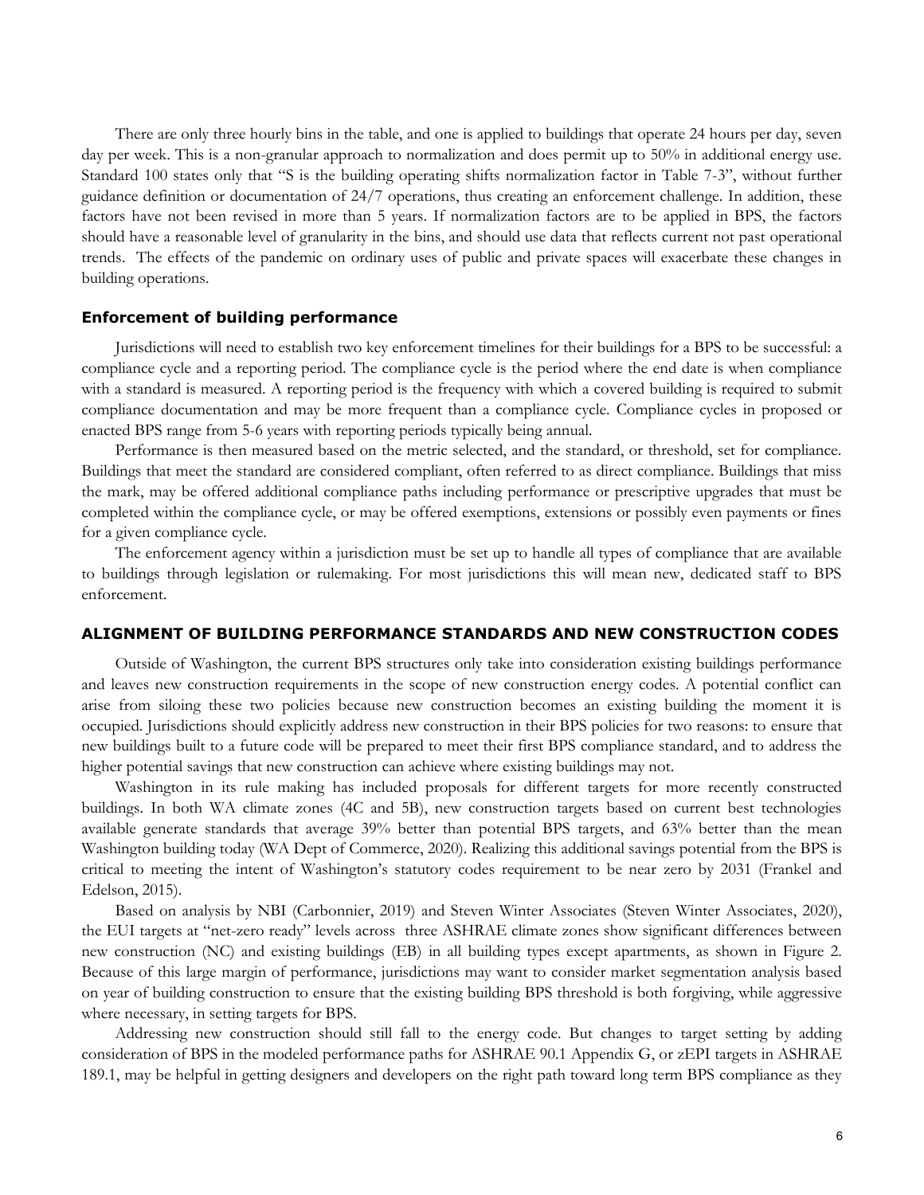There are only three hourly bins in the table, and one is applied to buildings that operate 24 hours per day, seven day per week. This is a non-granular approach to normalization and does permit up to 50% in additional energy use. Standard 100 states only that "S is the building operating shifts normalization factor in Table 7-3", without further guidance definition or documentation of 24/7 operations, thus creating an enforcement challenge. In addition, these factors have not been revised in more than 5 years. If normalization factors are to be applied in BPS, the factors should have a reasonable level of granularity in the bins, and should use data that reflects current not past operational trends. The effects of the pandemic on ordinary uses of public and private spaces will exacerbate these changes in building operations.

### Enforcement of building performance

Jurisdictions will need to establish two key enforcement timelines for their buildings for a BPS to be successful: a compliance cycle and a reporting period. The compliance cycle is the period where the end date is when compliance with a standard is measured. A reporting period is the frequency with which a covered building is required to submit compliance documentation and may be more frequent than a compliance cycle. Compliance cycles in proposed or enacted BPS range from 5-6 years with reporting periods typically being annual.

Performance is then measured based on the metric selected, and the standard, or threshold, set for compliance. Buildings that meet the standard are considered compliant, often referred to as direct compliance. Buildings that miss the mark, may be offered additional compliance paths including performance or prescriptive upgrades that must be completed within the compliance cycle, or may be offered exemptions, extensions or possibly even payments or fines for a given compliance cycle.

The enforcement agency within a jurisdiction must be set up to handle all types of compliance that are available to buildings through legislation or rulemaking. For most jurisdictions this will mean new, dedicated staff to BPS enforcement.

## ALIGNMENT OF BUILDING PERFORMANCE STANDARDS AND NEW CONSTRUCTION CODES

Outside of Washington, the current BPS structures only take into consideration existing buildings performance and leaves new construction requirements in the scope of new construction energy codes. A potential conflict can arise from siloing these two policies because new construction becomes an existing building the moment it is occupied. Jurisdictions should explicitly address new construction in their BPS policies for two reasons: to ensure that new buildings built to a future code will be prepared to meet their first BPS compliance standard, and to address the higher potential savings that new construction can achieve where existing buildings may not.

Washington in its rule making has included proposals for different targets for more recently constructed buildings. In both WA climate zones (4C and 5B), new construction targets based on current best technologies available generate standards that average 39% better than potential BPS targets, and 63% better than the mean Washington building today (WA Dept of Commerce, 2020). Realizing this additional savings potential from the BPS is critical to meeting the intent of Washington's statutory codes requirement to be near zero by 2031 (Frankel and Edelson, 2015).

Based on analysis by NBI (Carbonnier, 2019) and Steven Winter Associates (Steven Winter Associates, 2020), the EUI targets at "net-zero ready" levels across three ASHRAE climate zones show significant differences between new construction (NC) and existing buildings (EB) in all building types except apartments, as shown in Figure 2. Because of this large margin of performance, jurisdictions may want to consider market segmentation analysis based on year of building construction to ensure that the existing building BPS threshold is both forgiving, while aggressive where necessary, in setting targets for BPS.

Addressing new construction should still fall to the energy code. But changes to target setting by adding consideration of BPS in the modeled performance paths for ASHRAE 90.1 Appendix G, or zEPI targets in ASHRAE 189.1, may be helpful in getting designers and developers on the right path toward long term BPS compliance as they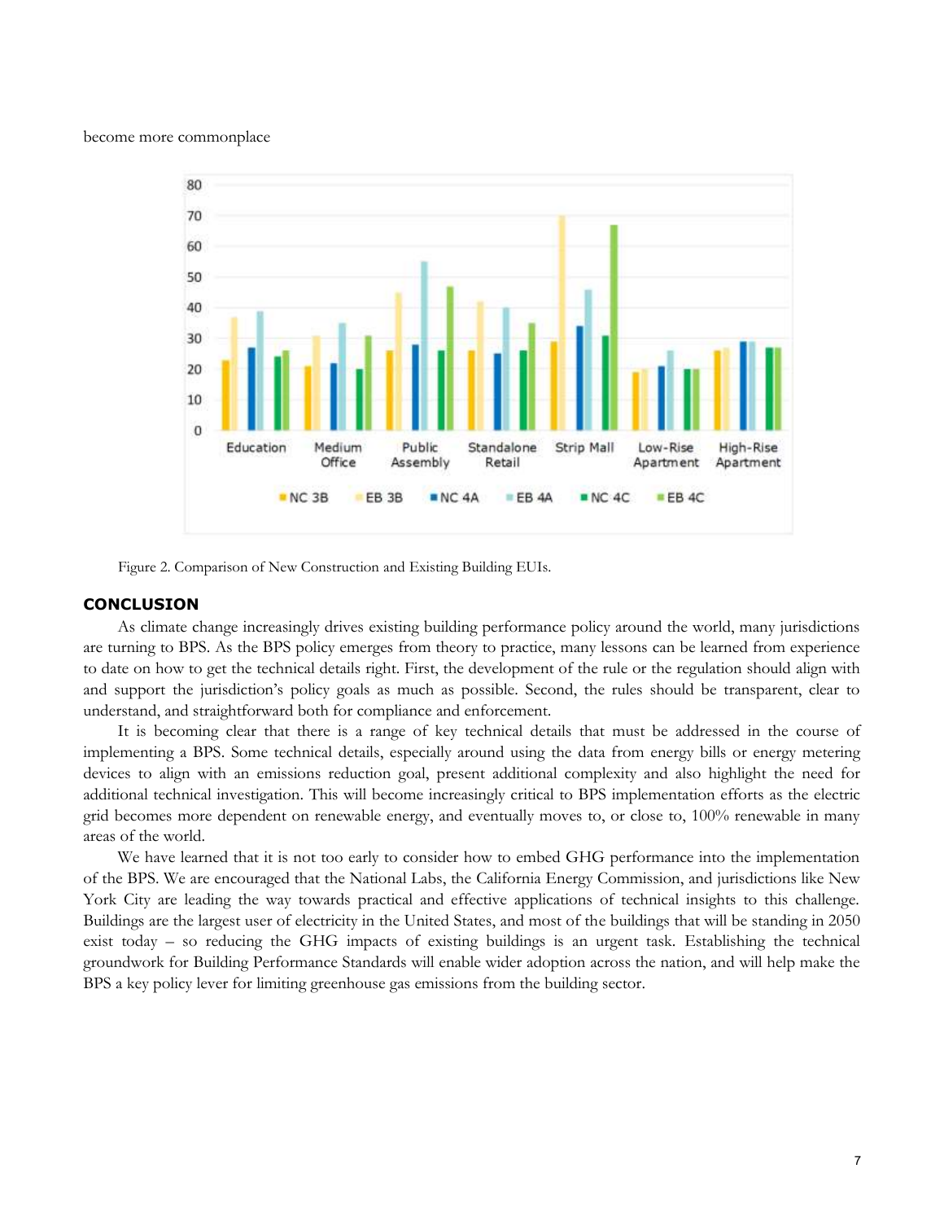become more commonplace

Figure 2. Comparison of New Construction and Existing Building EUIs.

## CONCLUSION

As climate change increasingly drives existing building performance policy around the world, many jurisdictions are turning to BPS. As the BPS policy emerges from theory to practice, many lessons can be learned from experience to date on how to get the technical details right. First, the development of the rule or the regulation should align with and support the jurisdiction's policy goals as much as possible. Second, the rules should be transparent, clear to understand, and straightforward both for compliance and enforcement.

It is becoming clear that there is a range of key technical details that must be addressed in the course of implementing a BPS. Some technical details, especially around using the data from energy bills or energy metering devices to align with an emissions reduction goal, present additional complexity and also highlight the need for additional technical investigation. This will become increasingly critical to BPS implementation efforts as the electric grid becomes more dependent on renewable energy, and eventually moves to, or close to, 100% renewable in many areas of the world.

We have learned that it is not too early to consider how to embed GHG performance into the implementation of the BPS. We are encouraged that the National Labs, the California Energy Commission, and jurisdictions like New York City are leading the way towards practical and effective applications of technical insights to this challenge. Buildings are the largest user of electricity in the United States, and most of the buildings that will be standing in 2050 exist today – so reducing the GHG impacts of existing buildings is an urgent task. Establishing the technical groundwork for Building Performance Standards will enable wider adoption across the nation, and will help make the BPS a key policy lever for limiting greenhouse gas emissions from the building sector.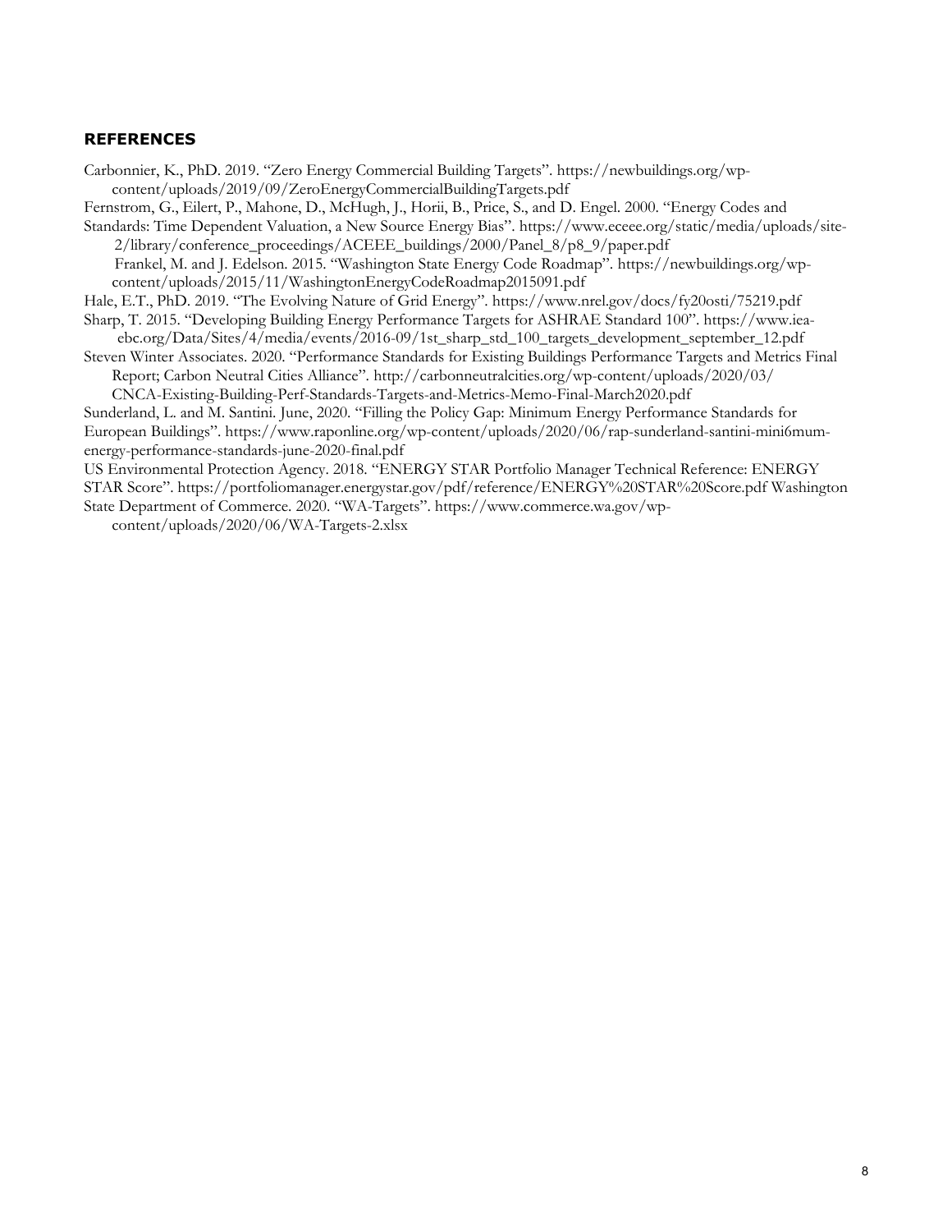## REFERENCES

Carbonnier, K., PhD. 2019. "Zero Energy Commercial Building Targets". https://newbuildings.org/wp-content/uploads/2019/09/ZeroEnergyCommercialBuildingTargets.pdf

Fernstrom, G., Eilert, P., Mahone, D., McHugh, J., Horii, B., Price, S., and D. Engel. 2000. "Energy Codes and Standards: Time Dependent Valuation, a New Source Energy Bias". https://www.eceee.org/static/media/uploads/site-2/library/conference_proceedings/ACEEE_buildings/2000/Panel_8/p8_9/paper.pdf

Frankel, M. and J. Edelson. 2015. "Washington State Energy Code Roadmap". https://newbuildings.org/wp-content/uploads/2015/11/WashingtonEnergyCodeRoadmap2015091.pdf

Hale, E.T., PhD. 2019. "The Evolving Nature of Grid Energy". https://www.nrel.gov/docs/fy20osti/75219.pdf

Sharp, T. 2015. "Developing Building Energy Performance Targets for ASHRAE Standard 100". https://www.iea-ebc.org/Data/Sites/4/media/events/2016-09/1st_sharp_std_100_targets_development_september_12.pdf

Steven Winter Associates. 2020. "Performance Standards for Existing Buildings Performance Targets and Metrics Final Report; Carbon Neutral Cities Alliance". http://carbonneutralcities.org/wp-content/uploads/2020/03/CNCA-Existing-Building-Perf-Standards-Targets-and-Metrics-Memo-Final-March2020.pdf

Sunderland, L. and M. Santini. June, 2020. "Filling the Policy Gap: Minimum Energy Performance Standards for European Buildings". https://www.raponline.org/wp-content/uploads/2020/06/rap-sunderland-santini-mini6mum-energy-performance-standards-june-2020-final.pdf

US Environmental Protection Agency. 2018. "ENERGY STAR Portfolio Manager Technical Reference: ENERGY STAR Score". https://portfoliomanager.energystar.gov/pdf/reference/ENERGY%20STAR%20Score.pdf

Washington State Department of Commerce. 2020. "WA-Targets". https://www.commerce.wa.gov/wp-content/uploads/2020/06/WA-Targets-2.xlsx